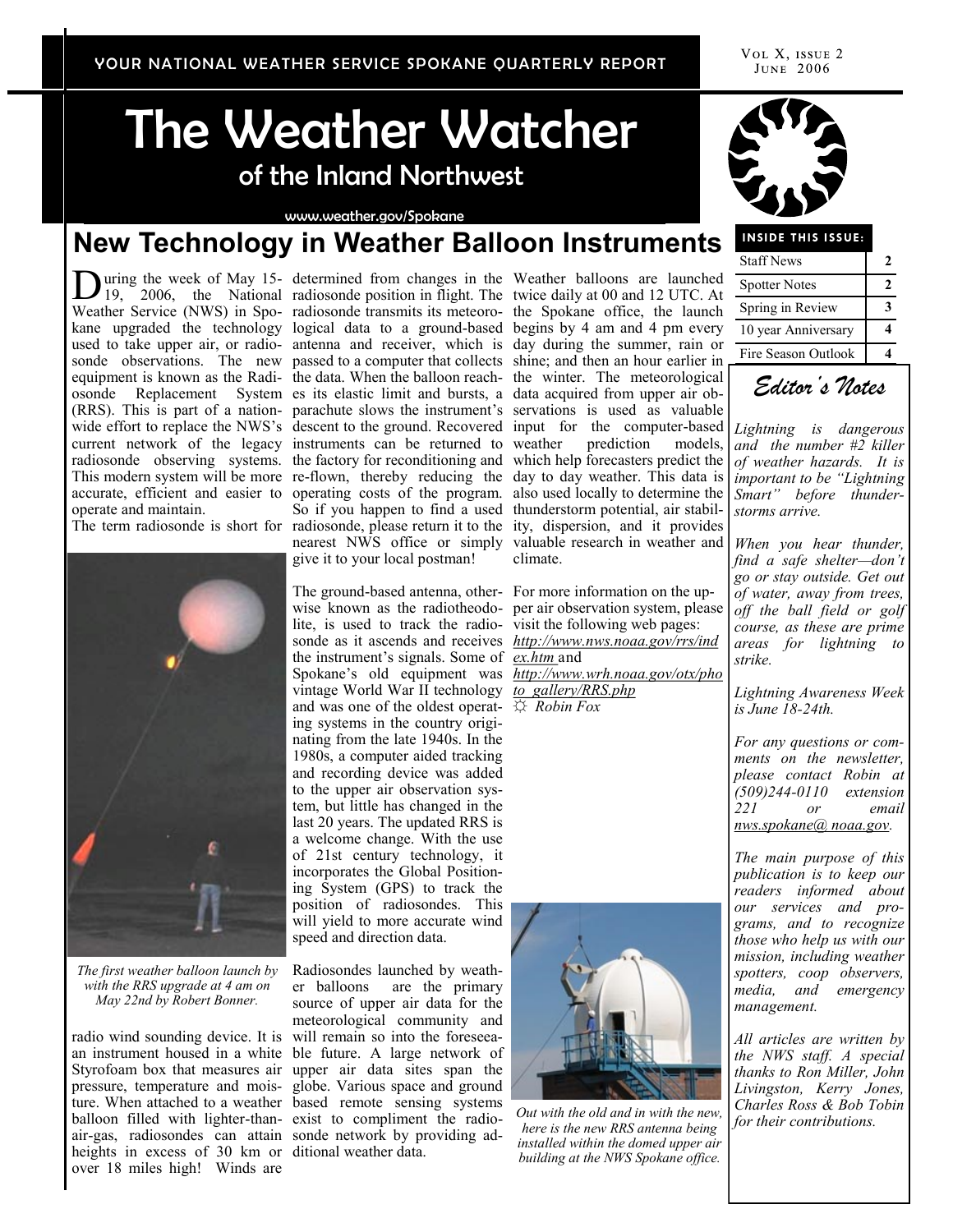# The Weather Watcher

## of the Inland Northwest

www.weather.gov/Spokane

YOUR NATIONAL WEATHER SERVICE SPOKANE QUARTERLY REPORT

VOL X, ISSUE 2
JUNE 2006

## New Technology in Weather Balloon Instruments

During the week of May 15-19, 2006, the National Weather Service (NWS) in Spokane upgraded the technology used to take upper air, or radiosonde observations. The new equipment is known as the Radiosonde Replacement System (RRS). This is part of a nationwide effort to replace the NWS's current network of the legacy radiosonde observing systems. This modern system will be more accurate, efficient and easier to operate and maintain.

The term radiosonde is short for radio wind sounding device. It is an instrument housed in a white Styrofoam box that measures air pressure, temperature and moisture. When attached to a weather balloon filled with lighter-than-air-gas, radiosondes can attain heights in excess of 30 km or over 18 miles high! Winds are determined from changes in the radiosonde position in flight. The radiosonde transmits its meteorological data to a ground-based antenna and receiver, which is passed to a computer that collects the data. When the balloon reaches its elastic limit and bursts, a parachute slows the instrument's descent to the ground. Recovered instruments can be returned to the factory for reconditioning and re-flown, thereby reducing the operating costs of the program. So if you happen to find a used radiosonde, please return it to the nearest NWS office or simply give it to your local postman!

*The first weather balloon launch by with the RRS upgrade at 4 am on May 22nd by Robert Bonner.*

The ground-based antenna, otherwise known as the radiotheodolite, is used to track the radiosonde as it ascends and receives the instrument's signals. Some of Spokane's old equipment was vintage World War II technology and was one of the oldest operating systems in the country originating from the late 1940s. In the 1980s, a computer aided tracking and recording device was added to the upper air observation system, but little has changed in the last 20 years. The updated RRS is a welcome change. With the use of 21st century technology, it incorporates the Global Positioning System (GPS) to track the position of radiosondes. This will yield to more accurate wind speed and direction data.

Radiosondes launched by weather balloons are the primary source of upper air data for the meteorological community and will remain so into the foreseeable future. A large network of upper air data sites span the globe. Various space and ground based remote sensing systems exist to compliment the radiosonde network by providing additional weather data.

Weather balloons are launched twice daily at 00 and 12 UTC. At the Spokane office, the launch begins by 4 am and 4 pm every day during the summer, rain or shine; and then an hour earlier in the winter. The meteorological data acquired from upper air observations is used as valuable input for the computer-based weather prediction models, which help forecasters predict the day to day weather. This data is also used locally to determine the thunderstorm potential, air stability, dispersion, and it provides valuable research in weather and climate.

For more information on the upper air observation system, please visit the following web pages: *http://www.nws.noaa.gov/rrs/index.htm* and *http://www.wrh.noaa.gov/otx/photo_gallery/RRS.php*

☼ *Robin Fox*

*Out with the old and in with the new, here is the new RRS antenna being installed within the domed upper air building at the NWS Spokane office.*

| INSIDE THIS ISSUE: | |
|---|---|
| Staff News | 2 |
| Spotter Notes | 2 |
| Spring in Review | 3 |
| 10 year Anniversary | 4 |
| Fire Season Outlook | 4 |

### *Editor's Notes*

*Lightning is dangerous and the number #2 killer of weather hazards. It is important to be "Lightning Smart" before thunderstorms arrive.*

*When you hear thunder, find a safe shelter—don't go or stay outside. Get out of water, away from trees, off the ball field or golf course, as these are prime areas for lightning to strike.*

*Lightning Awareness Week is June 18-24th.*

*For any questions or comments on the newsletter, please contact Robin at (509)244-0110 extension 221 or email nws.spokane@ noaa.gov.*

*The main purpose of this publication is to keep our readers informed about our services and programs, and to recognize those who help us with our mission, including weather spotters, coop observers, media, and emergency management.*

*All articles are written by the NWS staff. A special thanks to Ron Miller, John Livingston, Kerry Jones, Charles Ross & Bob Tobin for their contributions.*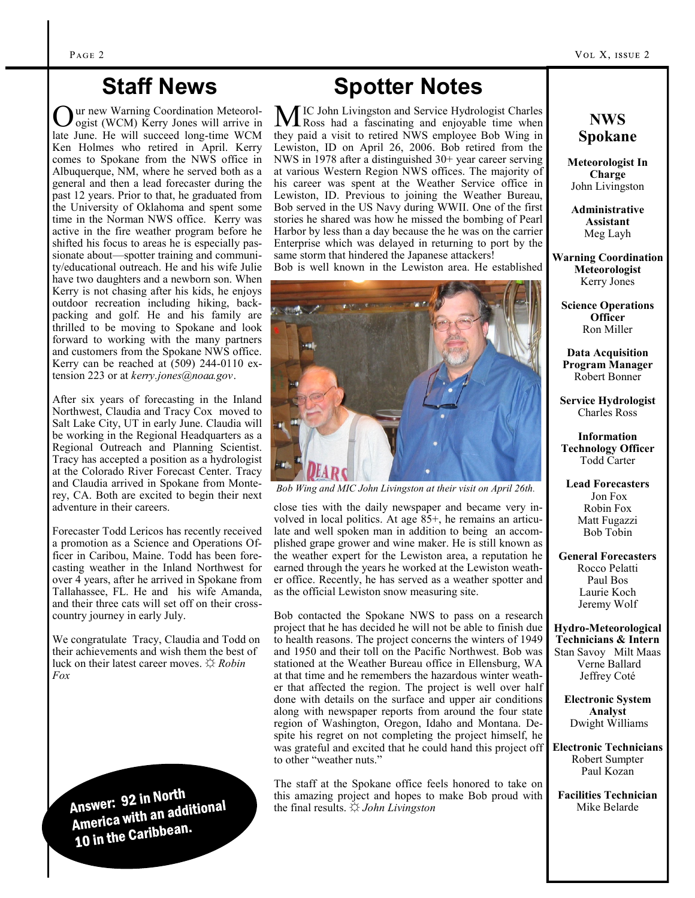## Staff News

Our new Warning Coordination Meteorologist (WCM) Kerry Jones will arrive in late June. He will succeed long-time WCM Ken Holmes who retired in April. Kerry comes to Spokane from the NWS office in Albuquerque, NM, where he served both as a general and then a lead forecaster during the past 12 years. Prior to that, he graduated from the University of Oklahoma and spent some time in the Norman NWS office. Kerry was active in the fire weather program before he shifted his focus to areas he is especially passionate about—spotter training and community/educational outreach. He and his wife Julie have two daughters and a newborn son. When Kerry is not chasing after his kids, he enjoys outdoor recreation including hiking, backpacking and golf. He and his family are thrilled to be moving to Spokane and look forward to working with the many partners and customers from the Spokane NWS office. Kerry can be reached at (509) 244-0110 extension 223 or at *kerry.jones@noaa.gov*.

After six years of forecasting in the Inland Northwest, Claudia and Tracy Cox moved to Salt Lake City, UT in early June. Claudia will be working in the Regional Headquarters as a Regional Outreach and Planning Scientist. Tracy has accepted a position as a hydrologist at the Colorado River Forecast Center. Tracy and Claudia arrived in Spokane from Monterey, CA. Both are excited to begin their next adventure in their careers.

Forecaster Todd Lericos has recently received a promotion as a Science and Operations Officer in Caribou, Maine. Todd has been forecasting weather in the Inland Northwest for over 4 years, after he arrived in Spokane from Tallahassee, FL. He and his wife Amanda, and their three cats will set off on their cross-country journey in early July.

We congratulate Tracy, Claudia and Todd on their achievements and wish them the best of luck on their latest career moves. ☼ *Robin Fox*

Answer: 92 in North America with an additional 10 in the Caribbean.

## Spotter Notes

MIC John Livingston and Service Hydrologist Charles Ross had a fascinating and enjoyable time when they paid a visit to retired NWS employee Bob Wing in Lewiston, ID on April 26, 2006. Bob retired from the NWS in 1978 after a distinguished 30+ year career serving at various Western Region NWS offices. The majority of his career was spent at the Weather Service office in Lewiston, ID. Previous to joining the Weather Bureau, Bob served in the US Navy during WWII. One of the first stories he shared was how he missed the bombing of Pearl Harbor by less than a day because the he was on the carrier Enterprise which was delayed in returning to port by the same storm that hindered the Japanese attackers!

Bob is well known in the Lewiston area. He established close ties with the daily newspaper and became very involved in local politics. At age 85+, he remains an articulate and well spoken man in addition to being an accomplished grape grower and wine maker. He is still known as the weather expert for the Lewiston area, a reputation he earned through the years he worked at the Lewiston weather office. Recently, he has served as a weather spotter and as the official Lewiston snow measuring site.

*Bob Wing and MIC John Livingston at their visit on April 26th.*

Bob contacted the Spokane NWS to pass on a research project that he has decided he will not be able to finish due to health reasons. The project concerns the winters of 1949 and 1950 and their toll on the Pacific Northwest. Bob was stationed at the Weather Bureau office in Ellensburg, WA at that time and he remembers the hazardous winter weather that affected the region. The project is well over half done with details on the surface and upper air conditions along with newspaper reports from around the four state region of Washington, Oregon, Idaho and Montana. Despite his regret on not completing the project himself, he was grateful and excited that he could hand this project off to other "weather nuts."

The staff at the Spokane office feels honored to take on this amazing project and hopes to make Bob proud with the final results. ☼ *John Livingston*

### NWS Spokane

**Meteorologist In Charge**
John Livingston

**Administrative Assistant**
Meg Layh

**Warning Coordination Meteorologist**
Kerry Jones

**Science Operations Officer**
Ron Miller

**Data Acquisition Program Manager**
Robert Bonner

**Service Hydrologist**
Charles Ross

**Information Technology Officer**
Todd Carter

**Lead Forecasters**
Jon Fox
Robin Fox
Matt Fugazzi
Bob Tobin

**General Forecasters**
Rocco Pelatti
Paul Bos
Laurie Koch
Jeremy Wolf

**Hydro-Meteorological Technicians & Intern**
Stan Savoy Milt Maas
Verne Ballard
Jeffrey Coté

**Electronic System Analyst**
Dwight Williams

**Electronic Technicians**
Robert Sumpter
Paul Kozan

**Facilities Technician**
Mike Belarde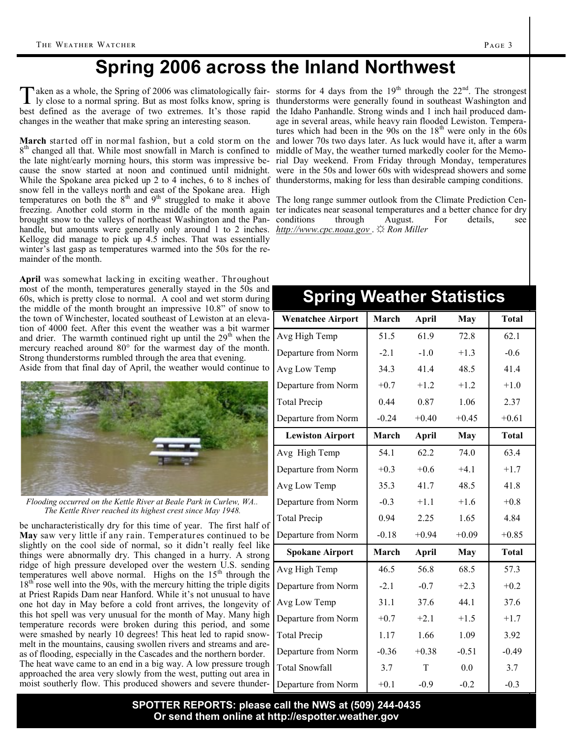# Spring 2006 across the Inland Northwest

Taken as a whole, the Spring of 2006 was climatologically fairly close to a normal spring. But as most folks know, spring is best defined as the average of two extremes. It's those rapid changes in the weather that make spring an interesting season.

**March** started off in normal fashion, but a cold storm on the 8th changed all that. While most snowfall in March is confined to the late night/early morning hours, this storm was impressive because the snow started at noon and continued until midnight. While the Spokane area picked up 2 to 4 inches, 6 to 8 inches of snow fell in the valleys north and east of the Spokane area. High temperatures on both the 8th and 9th struggled to make it above freezing. Another cold storm in the middle of the month again brought snow to the valleys of northeast Washington and the Panhandle, but amounts were generally only around 1 to 2 inches. Kellogg did manage to pick up 4.5 inches. That was essentially winter's last gasp as temperatures warmed into the 50s for the remainder of the month.

**April** was somewhat lacking in exciting weather. Throughout most of the month, temperatures generally stayed in the 50s and 60s, which is pretty close to normal. A cool and wet storm during the middle of the month brought an impressive 10.8" of snow to the town of Winchester, located southeast of Lewiston at an elevation of 4000 feet. After this event the weather was a bit warmer and drier. The warmth continued right up until the 29th when the mercury reached around 80° for the warmest day of the month. Strong thunderstorms rumbled through the area that evening.
Aside from that final day of April, the weather would continue to be uncharacteristically dry for this time of year. The first half of **May** saw very little if any rain. Temperatures continued to be slightly on the cool side of normal, so it didn't really feel like things were abnormally dry. This changed in a hurry. A strong ridge of high pressure developed over the western U.S. sending temperatures well above normal. Highs on the 15th through the 18th rose well into the 90s, with the mercury hitting the triple digits at Priest Rapids Dam near Hanford. While it's not unusual to have one hot day in May before a cold front arrives, the longevity of this hot spell was very unusual for the month of May. Many high temperature records were broken during this period, and some were smashed by nearly 10 degrees! This heat led to rapid snowmelt in the mountains, causing swollen rivers and streams and areas of flooding, especially in the Cascades and the northern border.
The heat wave came to an end in a big way. A low pressure trough approached the area very slowly from the west, putting out area in moist southerly flow. This produced showers and severe thunderstorms for 4 days from the 19th through the 22nd. The strongest thunderstorms were generally found in southeast Washington and the Idaho Panhandle. Strong winds and 1 inch hail produced damage in several areas, while heavy rain flooded Lewiston. Temperatures which had been in the 90s on the 18th were only in the 60s and lower 70s two days later. As luck would have it, after a warm middle of May, the weather turned markedly cooler for the Memorial Day weekend. From Friday through Monday, temperatures were in the 50s and lower 60s with widespread showers and some thunderstorms, making for less than desirable camping conditions.

*Flooding occurred on the Kettle River at Beale Park in Curlew, WA.. The Kettle River reached its highest crest since May 1948.*

The long range summer outlook from the Climate Prediction Center indicates near seasonal temperatures and a better chance for dry conditions through August. For details, see *http://www.cpc.noaa.gov* . ☼ *Ron Miller*

## Spring Weather Statistics

| Wenatchee Airport | March | April | May | Total |
|---|---|---|---|---|
| Avg High Temp | 51.5 | 61.9 | 72.8 | 62.1 |
| Departure from Norm | -2.1 | -1.0 | +1.3 | -0.6 |
| Avg Low Temp | 34.3 | 41.4 | 48.5 | 41.4 |
| Departure from Norm | +0.7 | +1.2 | +1.2 | +1.0 |
| Total Precip | 0.44 | 0.87 | 1.06 | 2.37 |
| Departure from Norm | -0.24 | +0.40 | +0.45 | +0.61 |
| **Lewiston Airport** | **March** | **April** | **May** | **Total** |
| Avg High Temp | 54.1 | 62.2 | 74.0 | 63.4 |
| Departure from Norm | +0.3 | +0.6 | +4.1 | +1.7 |
| Avg Low Temp | 35.3 | 41.7 | 48.5 | 41.8 |
| Departure from Norm | -0.3 | +1.1 | +1.6 | +0.8 |
| Total Precip | 0.94 | 2.25 | 1.65 | 4.84 |
| Departure from Norm | -0.18 | +0.94 | +0.09 | +0.85 |
| **Spokane Airport** | **March** | **April** | **May** | **Total** |
| Avg High Temp | 46.5 | 56.8 | 68.5 | 57.3 |
| Departure from Norm | -2.1 | -0.7 | +2.3 | +0.2 |
| Avg Low Temp | 31.1 | 37.6 | 44.1 | 37.6 |
| Departure from Norm | +0.7 | +2.1 | +1.5 | +1.7 |
| Total Precip | 1.17 | 1.66 | 1.09 | 3.92 |
| Departure from Norm | -0.36 | +0.38 | -0.51 | -0.49 |
| Total Snowfall | 3.7 | T | 0.0 | 3.7 |
| Departure from Norm | +0.1 | -0.9 | -0.2 | -0.3 |

**SPOTTER REPORTS: please call the NWS at (509) 244-0435**
**Or send them online at http://espotter.weather.gov**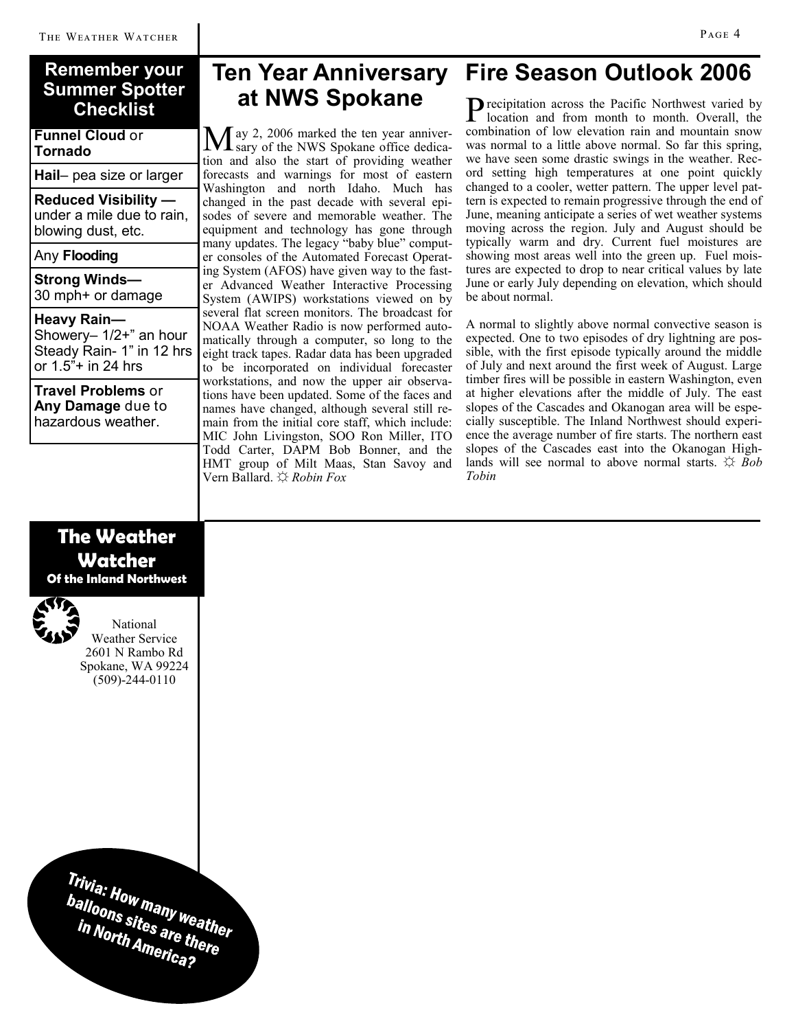## Remember your Summer Spotter Checklist

**Funnel Cloud** or **Tornado**

**Hail**– pea size or larger

**Reduced Visibility —** under a mile due to rain, blowing dust, etc.

Any **Flooding**

**Strong Winds—** 30 mph+ or damage

**Heavy Rain—** Showery– 1/2+" an hour Steady Rain- 1" in 12 hrs or 1.5"+ in 24 hrs

**Travel Problems** or **Any Damage** due to hazardous weather.

# Ten Year Anniversary at NWS Spokane

May 2, 2006 marked the ten year anniversary of the NWS Spokane office dedication and also the start of providing weather forecasts and warnings for most of eastern Washington and north Idaho. Much has changed in the past decade with several episodes of severe and memorable weather. The equipment and technology has gone through many updates. The legacy "baby blue" computer consoles of the Automated Forecast Operating System (AFOS) have given way to the faster Advanced Weather Interactive Processing System (AWIPS) workstations viewed on by several flat screen monitors. The broadcast for NOAA Weather Radio is now performed automatically through a computer, so long to the eight track tapes. Radar data has been upgraded to be incorporated on individual forecaster workstations, and now the upper air observations have been updated. Some of the faces and names have changed, although several still remain from the initial core staff, which include: MIC John Livingston, SOO Ron Miller, ITO Todd Carter, DAPM Bob Bonner, and the HMT group of Milt Maas, Stan Savoy and Vern Ballard. ☼ *Robin Fox*

# Fire Season Outlook 2006

Precipitation across the Pacific Northwest varied by location and from month to month. Overall, the combination of low elevation rain and mountain snow was normal to a little above normal. So far this spring, we have seen some drastic swings in the weather. Record setting high temperatures at one point quickly changed to a cooler, wetter pattern. The upper level pattern is expected to remain progressive through the end of June, meaning anticipate a series of wet weather systems moving across the region. July and August should be typically warm and dry. Current fuel moistures are showing most areas well into the green up. Fuel moistures are expected to drop to near critical values by late June or early July depending on elevation, which should be about normal.

A normal to slightly above normal convective season is expected. One to two episodes of dry lightning are possible, with the first episode typically around the middle of July and next around the first week of August. Large timber fires will be possible in eastern Washington, even at higher elevations after the middle of July. The east slopes of the Cascades and Okanogan area will be especially susceptible. The Inland Northwest should experience the average number of fire starts. The northern east slopes of the Cascades east into the Okanogan Highlands will see normal to above normal starts. ☼ *Bob Tobin*

## The Weather Watcher

**Of the Inland Northwest**

National Weather Service
2601 N Rambo Rd
Spokane, WA 99224
(509)-244-0110

**Trivia: How many weather balloons sites are there in North America?**